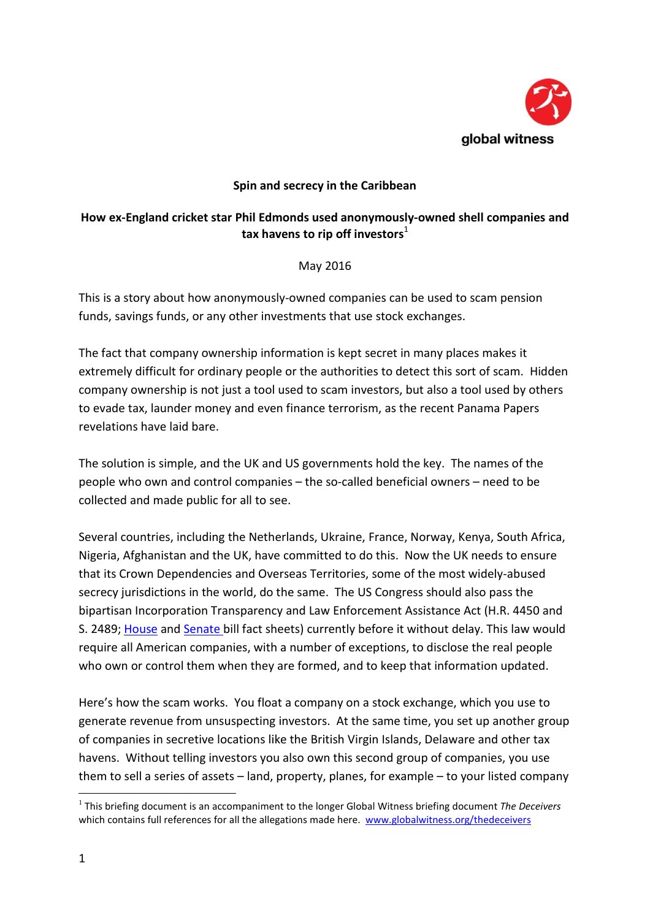global witness

## Spin and secrecy in the Caribbean

### How ex-England cricket star Phil Edmonds used anonymously-owned shell companies and tax havens to rip off investors[1]

May 2016

This is a story about how anonymously-owned companies can be used to scam pension funds, savings funds, or any other investments that use stock exchanges.

The fact that company ownership information is kept secret in many places makes it extremely difficult for ordinary people or the authorities to detect this sort of scam. Hidden company ownership is not just a tool used to scam investors, but also a tool used by others to evade tax, launder money and even finance terrorism, as the recent Panama Papers revelations have laid bare.

The solution is simple, and the UK and US governments hold the key. The names of the people who own and control companies – the so-called beneficial owners – need to be collected and made public for all to see.

Several countries, including the Netherlands, Ukraine, France, Norway, Kenya, South Africa, Nigeria, Afghanistan and the UK, have committed to do this. Now the UK needs to ensure that its Crown Dependencies and Overseas Territories, some of the most widely-abused secrecy jurisdictions in the world, do the same. The US Congress should also pass the bipartisan Incorporation Transparency and Law Enforcement Assistance Act (H.R. 4450 and S. 2489; House and Senate bill fact sheets) currently before it without delay. This law would require all American companies, with a number of exceptions, to disclose the real people who own or control them when they are formed, and to keep that information updated.

Here's how the scam works. You float a company on a stock exchange, which you use to generate revenue from unsuspecting investors. At the same time, you set up another group of companies in secretive locations like the British Virgin Islands, Delaware and other tax havens. Without telling investors you also own this second group of companies, you use them to sell a series of assets – land, property, planes, for example – to your listed company

[1] This briefing document is an accompaniment to the longer Global Witness briefing document *The Deceivers* which contains full references for all the allegations made here. www.globalwitness.org/thedeceivers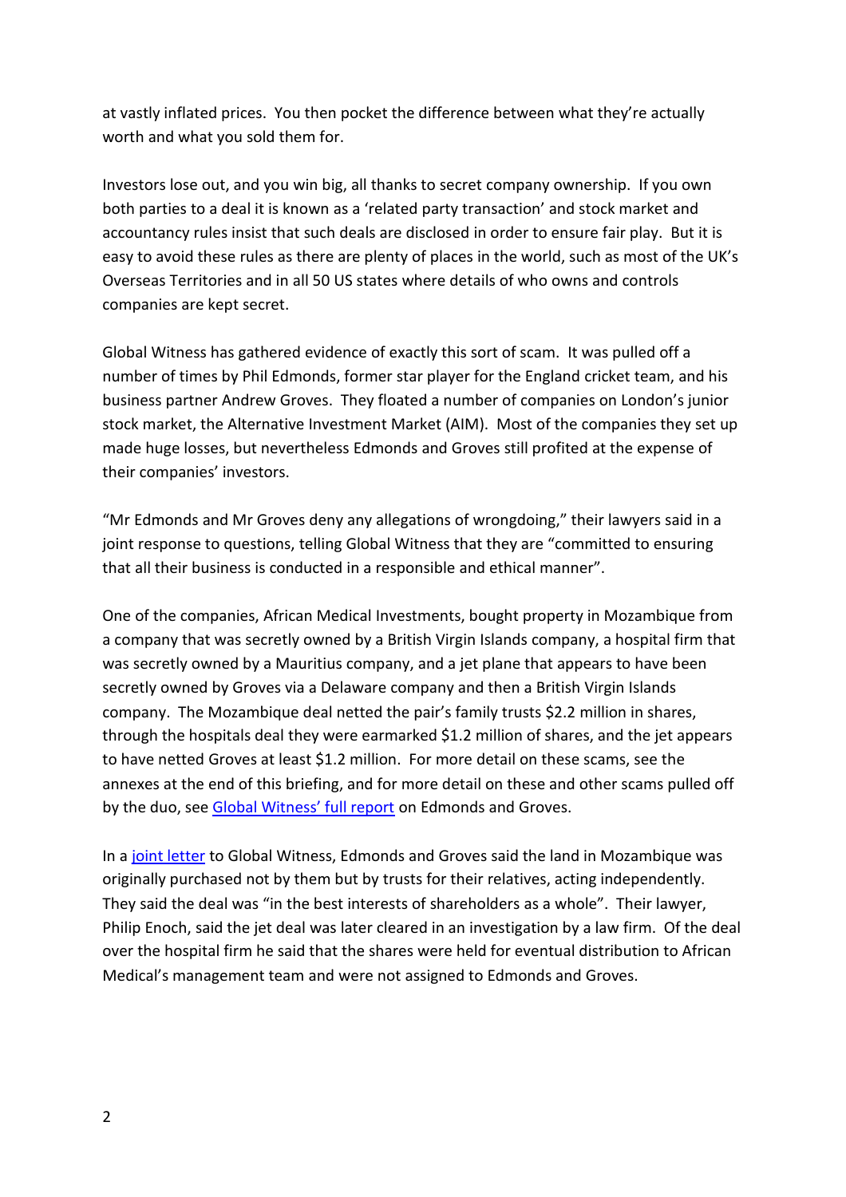at vastly inflated prices. You then pocket the difference between what they're actually worth and what you sold them for.

Investors lose out, and you win big, all thanks to secret company ownership. If you own both parties to a deal it is known as a 'related party transaction' and stock market and accountancy rules insist that such deals are disclosed in order to ensure fair play. But it is easy to avoid these rules as there are plenty of places in the world, such as most of the UK's Overseas Territories and in all 50 US states where details of who owns and controls companies are kept secret.

Global Witness has gathered evidence of exactly this sort of scam. It was pulled off a number of times by Phil Edmonds, former star player for the England cricket team, and his business partner Andrew Groves. They floated a number of companies on London's junior stock market, the Alternative Investment Market (AIM). Most of the companies they set up made huge losses, but nevertheless Edmonds and Groves still profited at the expense of their companies' investors.

"Mr Edmonds and Mr Groves deny any allegations of wrongdoing," their lawyers said in a joint response to questions, telling Global Witness that they are "committed to ensuring that all their business is conducted in a responsible and ethical manner".

One of the companies, African Medical Investments, bought property in Mozambique from a company that was secretly owned by a British Virgin Islands company, a hospital firm that was secretly owned by a Mauritius company, and a jet plane that appears to have been secretly owned by Groves via a Delaware company and then a British Virgin Islands company. The Mozambique deal netted the pair's family trusts $2.2 million in shares, through the hospitals deal they were earmarked $1.2 million of shares, and the jet appears to have netted Groves at least $1.2 million. For more detail on these scams, see the annexes at the end of this briefing, and for more detail on these and other scams pulled off by the duo, see Global Witness' full report on Edmonds and Groves.

In a joint letter to Global Witness, Edmonds and Groves said the land in Mozambique was originally purchased not by them but by trusts for their relatives, acting independently. They said the deal was "in the best interests of shareholders as a whole". Their lawyer, Philip Enoch, said the jet deal was later cleared in an investigation by a law firm. Of the deal over the hospital firm he said that the shares were held for eventual distribution to African Medical's management team and were not assigned to Edmonds and Groves.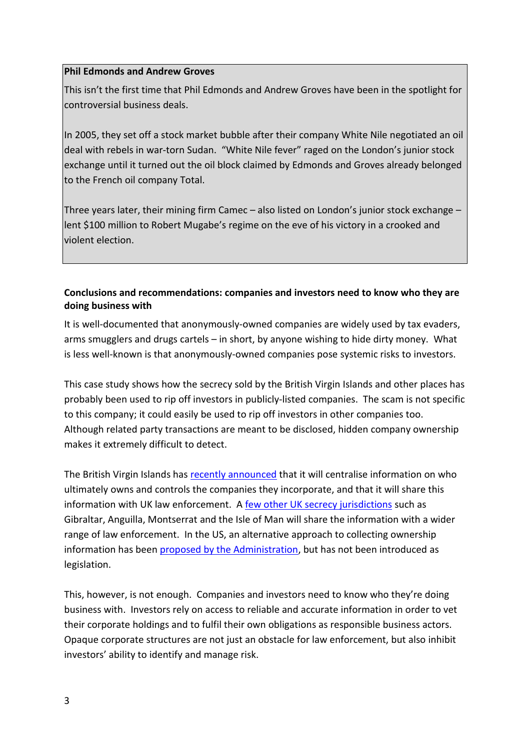**Phil Edmonds and Andrew Groves**

This isn't the first time that Phil Edmonds and Andrew Groves have been in the spotlight for controversial business deals.

In 2005, they set off a stock market bubble after their company White Nile negotiated an oil deal with rebels in war-torn Sudan. "White Nile fever" raged on the London's junior stock exchange until it turned out the oil block claimed by Edmonds and Groves already belonged to the French oil company Total.

Three years later, their mining firm Camec – also listed on London's junior stock exchange – lent $100 million to Robert Mugabe's regime on the eve of his victory in a crooked and violent election.

**Conclusions and recommendations: companies and investors need to know who they are doing business with**

It is well-documented that anonymously-owned companies are widely used by tax evaders, arms smugglers and drugs cartels – in short, by anyone wishing to hide dirty money. What is less well-known is that anonymously-owned companies pose systemic risks to investors.

This case study shows how the secrecy sold by the British Virgin Islands and other places has probably been used to rip off investors in publicly-listed companies. The scam is not specific to this company; it could easily be used to rip off investors in other companies too. Although related party transactions are meant to be disclosed, hidden company ownership makes it extremely difficult to detect.

The British Virgin Islands has recently announced that it will centralise information on who ultimately owns and controls the companies they incorporate, and that it will share this information with UK law enforcement. A few other UK secrecy jurisdictions such as Gibraltar, Anguilla, Montserrat and the Isle of Man will share the information with a wider range of law enforcement. In the US, an alternative approach to collecting ownership information has been proposed by the Administration, but has not been introduced as legislation.

This, however, is not enough. Companies and investors need to know who they're doing business with. Investors rely on access to reliable and accurate information in order to vet their corporate holdings and to fulfil their own obligations as responsible business actors. Opaque corporate structures are not just an obstacle for law enforcement, but also inhibit investors' ability to identify and manage risk.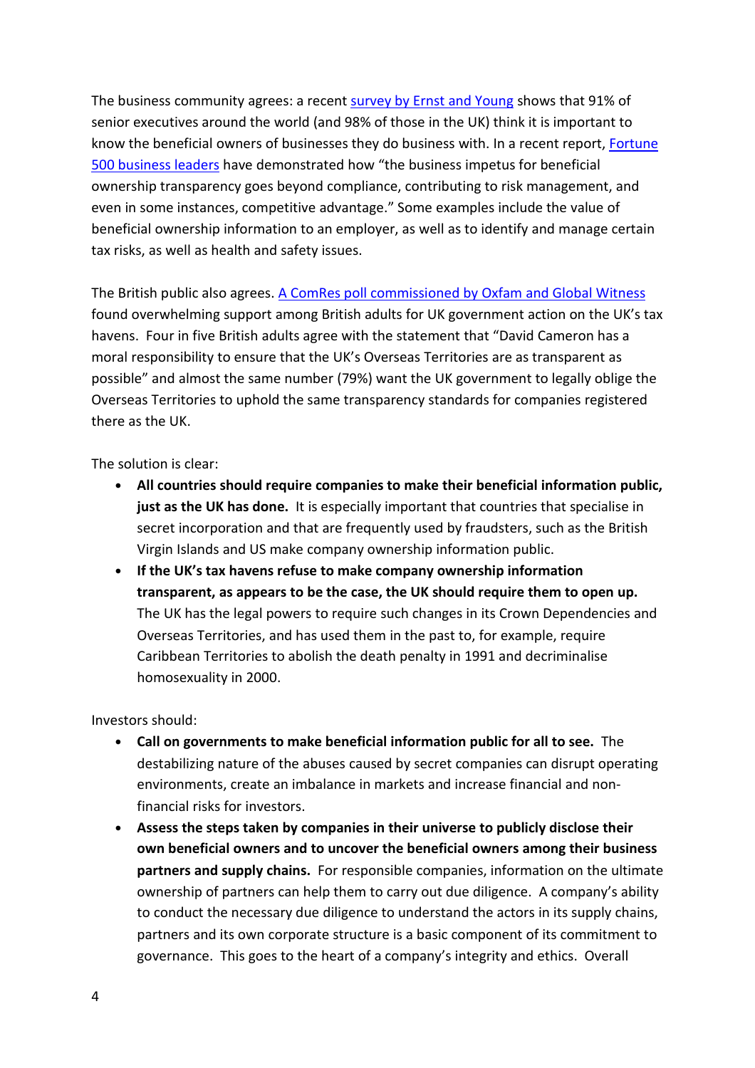The business community agrees: a recent survey by Ernst and Young shows that 91% of senior executives around the world (and 98% of those in the UK) think it is important to know the beneficial owners of businesses they do business with. In a recent report, Fortune 500 business leaders have demonstrated how "the business impetus for beneficial ownership transparency goes beyond compliance, contributing to risk management, and even in some instances, competitive advantage." Some examples include the value of beneficial ownership information to an employer, as well as to identify and manage certain tax risks, as well as health and safety issues.

The British public also agrees. A ComRes poll commissioned by Oxfam and Global Witness found overwhelming support among British adults for UK government action on the UK's tax havens. Four in five British adults agree with the statement that "David Cameron has a moral responsibility to ensure that the UK's Overseas Territories are as transparent as possible" and almost the same number (79%) want the UK government to legally oblige the Overseas Territories to uphold the same transparency standards for companies registered there as the UK.

The solution is clear:

- **All countries should require companies to make their beneficial information public, just as the UK has done.** It is especially important that countries that specialise in secret incorporation and that are frequently used by fraudsters, such as the British Virgin Islands and US make company ownership information public.
- **If the UK's tax havens refuse to make company ownership information transparent, as appears to be the case, the UK should require them to open up.** The UK has the legal powers to require such changes in its Crown Dependencies and Overseas Territories, and has used them in the past to, for example, require Caribbean Territories to abolish the death penalty in 1991 and decriminalise homosexuality in 2000.

Investors should:

- **Call on governments to make beneficial information public for all to see.** The destabilizing nature of the abuses caused by secret companies can disrupt operating environments, create an imbalance in markets and increase financial and non-financial risks for investors.
- **Assess the steps taken by companies in their universe to publicly disclose their own beneficial owners and to uncover the beneficial owners among their business partners and supply chains.** For responsible companies, information on the ultimate ownership of partners can help them to carry out due diligence. A company's ability to conduct the necessary due diligence to understand the actors in its supply chains, partners and its own corporate structure is a basic component of its commitment to governance. This goes to the heart of a company's integrity and ethics. Overall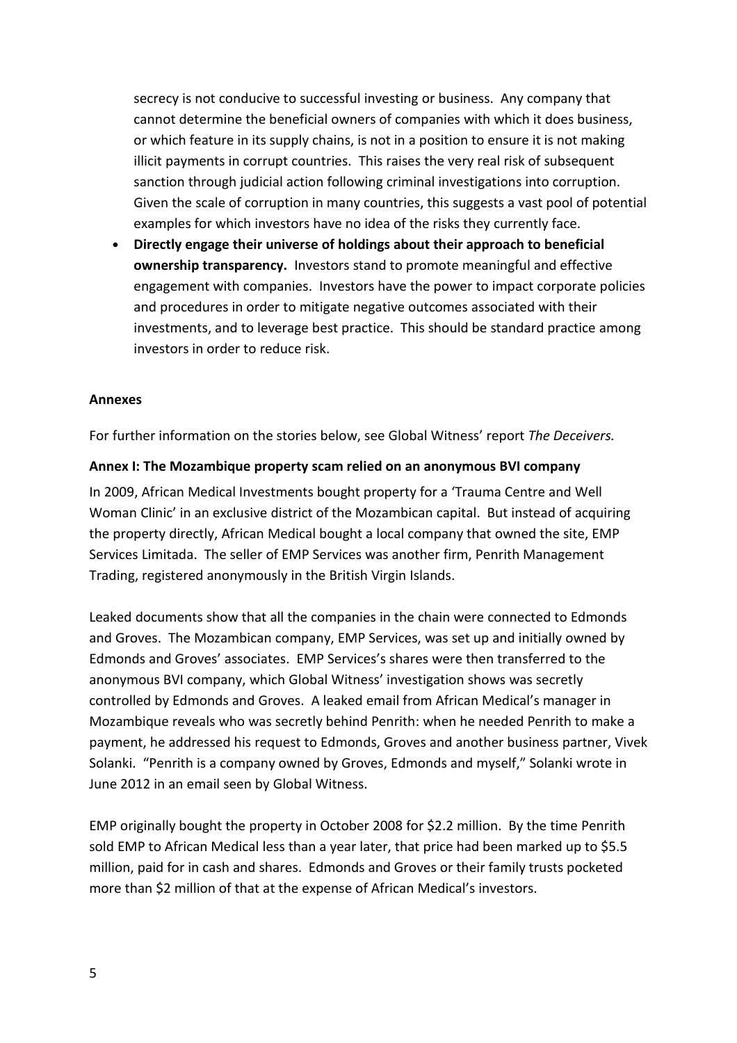secrecy is not conducive to successful investing or business. Any company that cannot determine the beneficial owners of companies with which it does business, or which feature in its supply chains, is not in a position to ensure it is not making illicit payments in corrupt countries. This raises the very real risk of subsequent sanction through judicial action following criminal investigations into corruption. Given the scale of corruption in many countries, this suggests a vast pool of potential examples for which investors have no idea of the risks they currently face.

- **Directly engage their universe of holdings about their approach to beneficial ownership transparency.** Investors stand to promote meaningful and effective engagement with companies. Investors have the power to impact corporate policies and procedures in order to mitigate negative outcomes associated with their investments, and to leverage best practice. This should be standard practice among investors in order to reduce risk.

**Annexes**

For further information on the stories below, see Global Witness' report *The Deceivers.*

**Annex I: The Mozambique property scam relied on an anonymous BVI company**

In 2009, African Medical Investments bought property for a 'Trauma Centre and Well Woman Clinic' in an exclusive district of the Mozambican capital. But instead of acquiring the property directly, African Medical bought a local company that owned the site, EMP Services Limitada. The seller of EMP Services was another firm, Penrith Management Trading, registered anonymously in the British Virgin Islands.

Leaked documents show that all the companies in the chain were connected to Edmonds and Groves. The Mozambican company, EMP Services, was set up and initially owned by Edmonds and Groves' associates. EMP Services's shares were then transferred to the anonymous BVI company, which Global Witness' investigation shows was secretly controlled by Edmonds and Groves. A leaked email from African Medical's manager in Mozambique reveals who was secretly behind Penrith: when he needed Penrith to make a payment, he addressed his request to Edmonds, Groves and another business partner, Vivek Solanki. "Penrith is a company owned by Groves, Edmonds and myself," Solanki wrote in June 2012 in an email seen by Global Witness.

EMP originally bought the property in October 2008 for $2.2 million. By the time Penrith sold EMP to African Medical less than a year later, that price had been marked up to $5.5 million, paid for in cash and shares. Edmonds and Groves or their family trusts pocketed more than $2 million of that at the expense of African Medical's investors.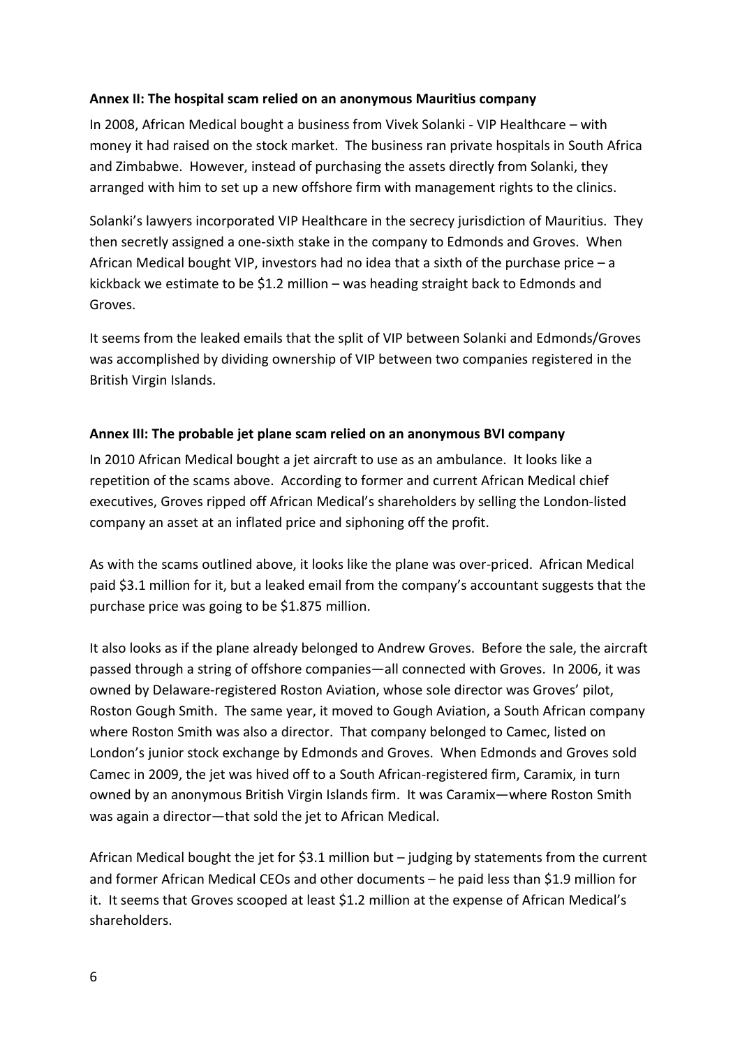**Annex II: The hospital scam relied on an anonymous Mauritius company**

In 2008, African Medical bought a business from Vivek Solanki - VIP Healthcare – with money it had raised on the stock market. The business ran private hospitals in South Africa and Zimbabwe. However, instead of purchasing the assets directly from Solanki, they arranged with him to set up a new offshore firm with management rights to the clinics.

Solanki's lawyers incorporated VIP Healthcare in the secrecy jurisdiction of Mauritius. They then secretly assigned a one-sixth stake in the company to Edmonds and Groves. When African Medical bought VIP, investors had no idea that a sixth of the purchase price – a kickback we estimate to be $1.2 million – was heading straight back to Edmonds and Groves.

It seems from the leaked emails that the split of VIP between Solanki and Edmonds/Groves was accomplished by dividing ownership of VIP between two companies registered in the British Virgin Islands.

**Annex III: The probable jet plane scam relied on an anonymous BVI company**

In 2010 African Medical bought a jet aircraft to use as an ambulance. It looks like a repetition of the scams above. According to former and current African Medical chief executives, Groves ripped off African Medical's shareholders by selling the London-listed company an asset at an inflated price and siphoning off the profit.

As with the scams outlined above, it looks like the plane was over-priced. African Medical paid $3.1 million for it, but a leaked email from the company's accountant suggests that the purchase price was going to be $1.875 million.

It also looks as if the plane already belonged to Andrew Groves. Before the sale, the aircraft passed through a string of offshore companies—all connected with Groves. In 2006, it was owned by Delaware-registered Roston Aviation, whose sole director was Groves' pilot, Roston Gough Smith. The same year, it moved to Gough Aviation, a South African company where Roston Smith was also a director. That company belonged to Camec, listed on London's junior stock exchange by Edmonds and Groves. When Edmonds and Groves sold Camec in 2009, the jet was hived off to a South African-registered firm, Caramix, in turn owned by an anonymous British Virgin Islands firm. It was Caramix—where Roston Smith was again a director—that sold the jet to African Medical.

African Medical bought the jet for $3.1 million but – judging by statements from the current and former African Medical CEOs and other documents – he paid less than $1.9 million for it. It seems that Groves scooped at least $1.2 million at the expense of African Medical's shareholders.